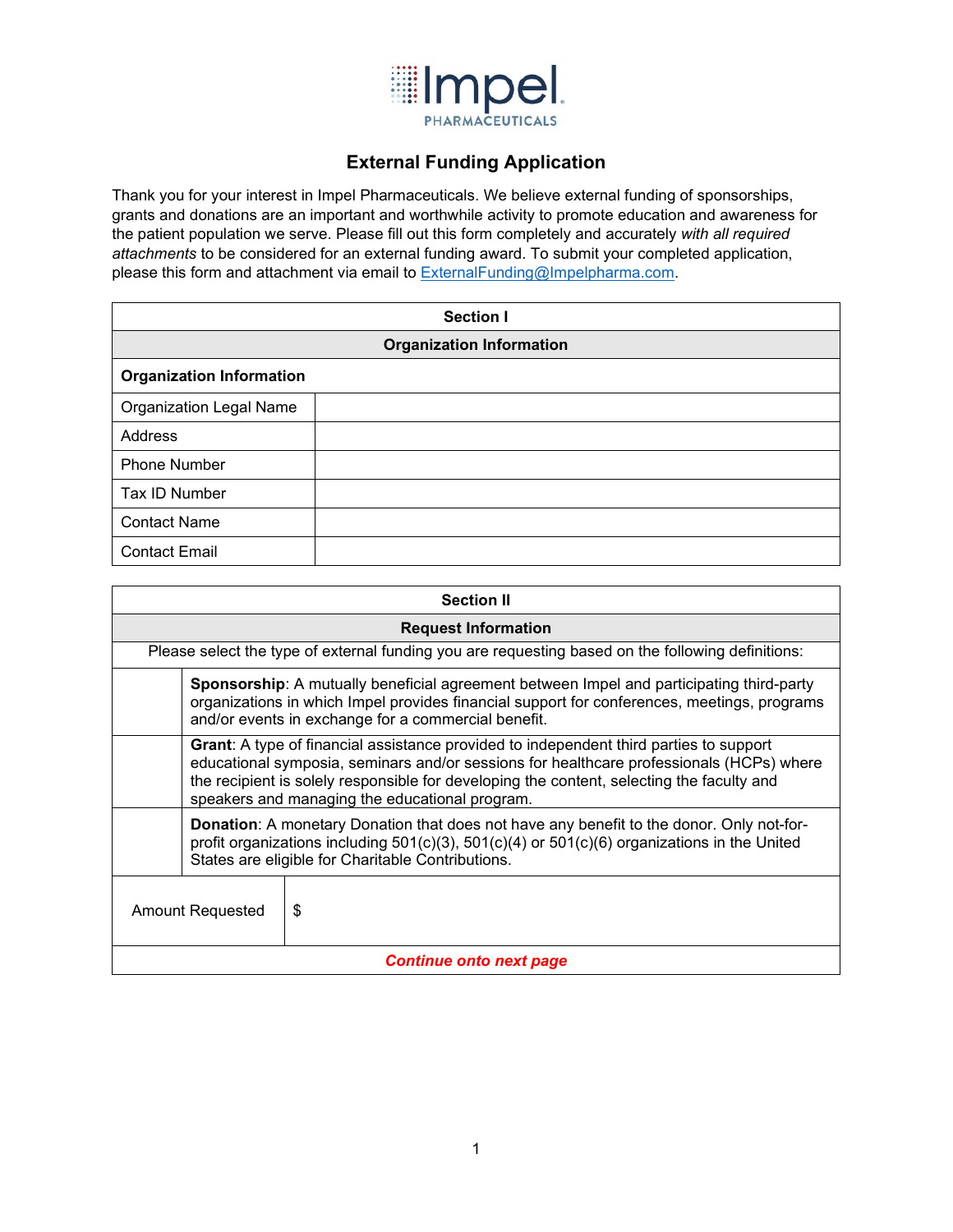Impel
PHARMACEUTICALS

# External Funding Application

Thank you for your interest in Impel Pharmaceuticals. We believe external funding of sponsorships, grants and donations are an important and worthwhile activity to promote education and awareness for the patient population we serve. Please fill out this form completely and accurately *with all required attachments* to be considered for an external funding award. To submit your completed application, please this form and attachment via email to ExternalFunding@Impelpharma.com.

| Section I | |
|---|---|
| **Organization Information** | |
| **Organization Information** | |
| Organization Legal Name | |
| Address | |
| Phone Number | |
| Tax ID Number | |
| Contact Name | |
| Contact Email | |

| Section II | |
|---|---|
| **Request Information** | |
| Please select the type of external funding you are requesting based on the following definitions: | |
| | **Sponsorship**: A mutually beneficial agreement between Impel and participating third-party organizations in which Impel provides financial support for conferences, meetings, programs and/or events in exchange for a commercial benefit. |
| | **Grant**: A type of financial assistance provided to independent third parties to support educational symposia, seminars and/or sessions for healthcare professionals (HCPs) where the recipient is solely responsible for developing the content, selecting the faculty and speakers and managing the educational program. |
| | **Donation**: A monetary Donation that does not have any benefit to the donor. Only not-for-profit organizations including 501(c)(3), 501(c)(4) or 501(c)(6) organizations in the United States are eligible for Charitable Contributions. |
| Amount Requested | $ |
| ***Continue onto next page*** | |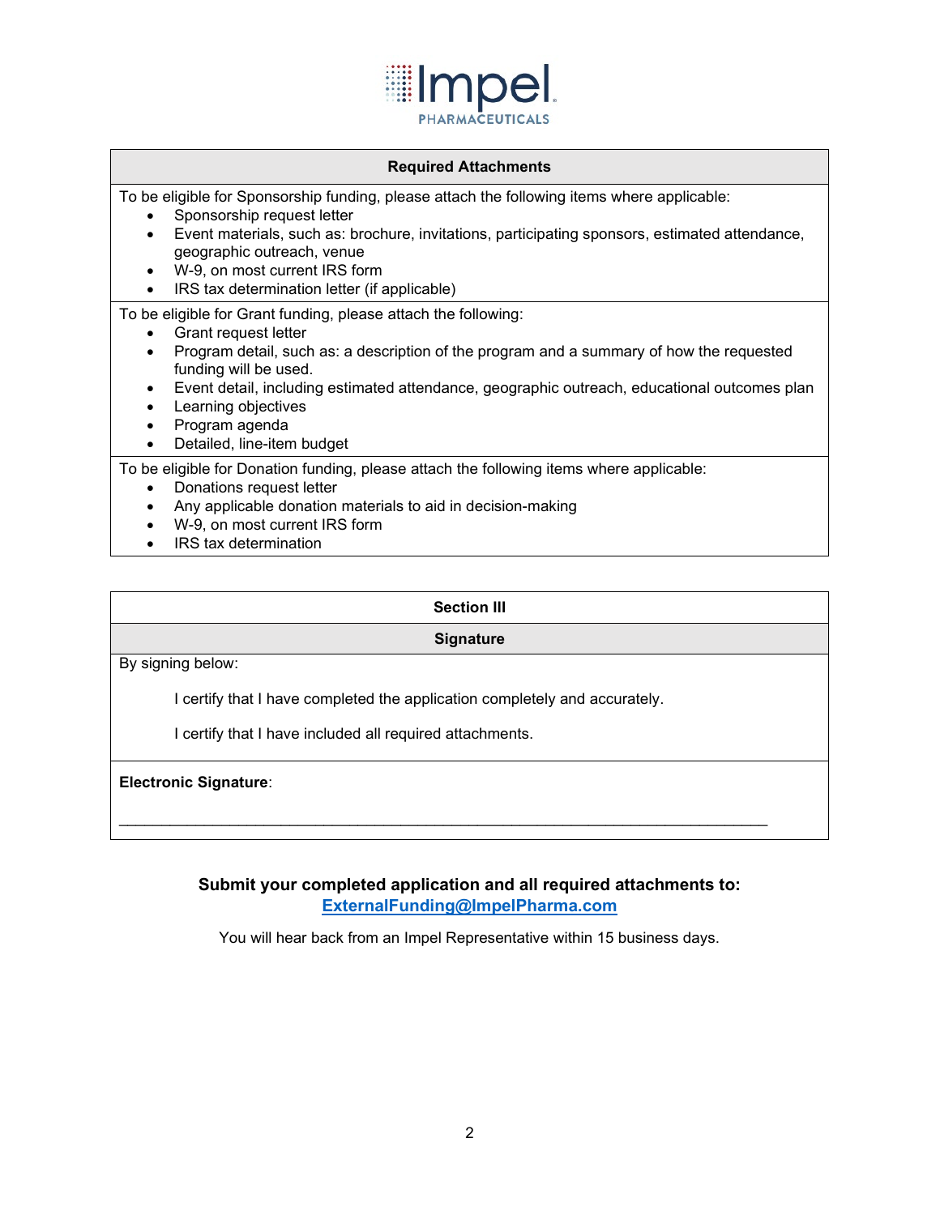Impel PHARMACEUTICALS

## Required Attachments

To be eligible for Sponsorship funding, please attach the following items where applicable:

- Sponsorship request letter
- Event materials, such as: brochure, invitations, participating sponsors, estimated attendance, geographic outreach, venue
- W-9, on most current IRS form
- IRS tax determination letter (if applicable)

To be eligible for Grant funding, please attach the following:

- Grant request letter
- Program detail, such as: a description of the program and a summary of how the requested funding will be used.
- Event detail, including estimated attendance, geographic outreach, educational outcomes plan
- Learning objectives
- Program agenda
- Detailed, line-item budget

To be eligible for Donation funding, please attach the following items where applicable:

- Donations request letter
- Any applicable donation materials to aid in decision-making
- W-9, on most current IRS form
- IRS tax determination

## Section III

### Signature

By signing below:

I certify that I have completed the application completely and accurately.

I certify that I have included all required attachments.

**Electronic Signature**:

______________________________________________________________________________

**Submit your completed application and all required attachments to:**
**ExternalFunding@ImpelPharma.com**

You will hear back from an Impel Representative within 15 business days.